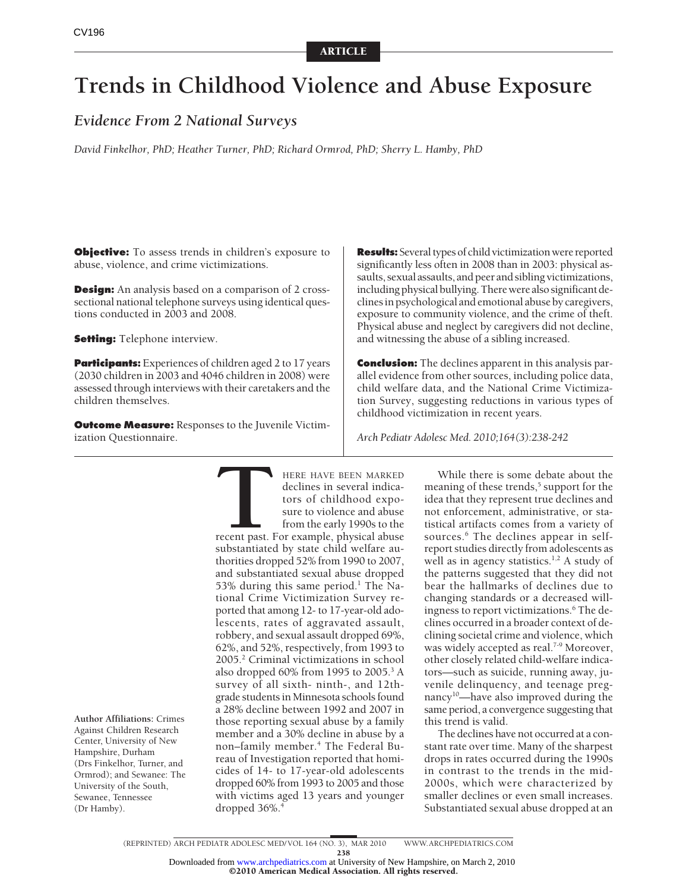ARTICLE

# Trends in Childhood Violence and Abuse Exposure

## *Evidence From 2 National Surveys*

*David Finkelhor, PhD; Heather Turner, PhD; Richard Ormrod, PhD; Sherry L. Hamby, PhD*

**Objective:** To assess trends in children's exposure to abuse, violence, and crime victimizations.

**Design:** An analysis based on a comparison of 2 cross-sectional national telephone surveys using identical questions conducted in 2003 and 2008.

**Setting:** Telephone interview.

**Participants:** Experiences of children aged 2 to 17 years (2030 children in 2003 and 4046 children in 2008) were assessed through interviews with their caretakers and the children themselves.

**Outcome Measure:** Responses to the Juvenile Victimization Questionnaire.

**Results:** Several types of child victimization were reported significantly less often in 2008 than in 2003: physical assaults, sexual assaults, and peer and sibling victimizations, including physical bullying. There were also significant declines in psychological and emotional abuse by caregivers, exposure to community violence, and the crime of theft. Physical abuse and neglect by caregivers did not decline, and witnessing the abuse of a sibling increased.

**Conclusion:** The declines apparent in this analysis parallel evidence from other sources, including police data, child welfare data, and the National Crime Victimization Survey, suggesting reductions in various types of childhood victimization in recent years.

*Arch Pediatr Adolesc Med. 2010;164(3):238-242*

**Author Affiliations:** Crimes Against Children Research Center, University of New Hampshire, Durham (Drs Finkelhor, Turner, and Ormrod); and Sewanee: The University of the South, Sewanee, Tennessee (Dr Hamby).

THERE HAVE BEEN MARKED declines in several indicators of childhood exposure to violence and abuse from the early 1990s to the recent past. For example, physical abuse substantiated by state child welfare authorities dropped 52% from 1990 to 2007, and substantiated sexual abuse dropped 53% during this same period.[1] The National Crime Victimization Survey reported that among 12- to 17-year-old adolescents, rates of aggravated assault, robbery, and sexual assault dropped 69%, 62%, and 52%, respectively, from 1993 to 2005.[2] Criminal victimizations in school also dropped 60% from 1995 to 2005.[3] A survey of all sixth- ninth-, and 12th-grade students in Minnesota schools found a 28% decline between 1992 and 2007 in those reporting sexual abuse by a family member and a 30% decline in abuse by a non–family member.[4] The Federal Bureau of Investigation reported that homicides of 14- to 17-year-old adolescents dropped 60% from 1993 to 2005 and those with victims aged 13 years and younger dropped 36%.[4]

While there is some debate about the meaning of these trends,[5] support for the idea that they represent true declines and not enforcement, administrative, or statistical artifacts comes from a variety of sources.[6] The declines appear in self-report studies directly from adolescents as well as in agency statistics.[1,2] A study of the patterns suggested that they did not bear the hallmarks of declines due to changing standards or a decreased willingness to report victimizations.[6] The declines occurred in a broader context of declining societal crime and violence, which was widely accepted as real.[7-9] Moreover, other closely related child-welfare indicators—such as suicide, running away, juvenile delinquency, and teenage pregnancy[10]—have also improved during the same period, a convergence suggesting that this trend is valid.

The declines have not occurred at a constant rate over time. Many of the sharpest drops in rates occurred during the 1990s in contrast to the trends in the mid-2000s, which were characterized by smaller declines or even small increases. Substantiated sexual abuse dropped at an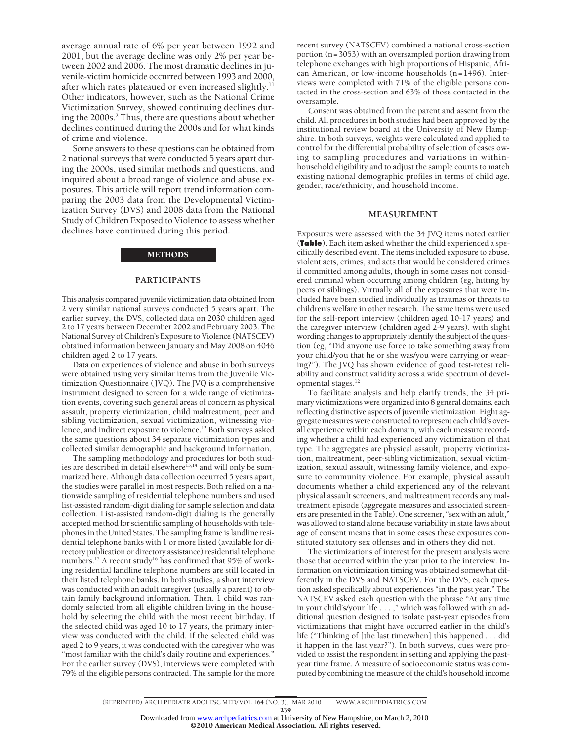average annual rate of 6% per year between 1992 and 2001, but the average decline was only 2% per year between 2002 and 2006. The most dramatic declines in juvenile-victim homicide occurred between 1993 and 2000, after which rates plateaued or even increased slightly.[11] Other indicators, however, such as the National Crime Victimization Survey, showed continuing declines during the 2000s.[2] Thus, there are questions about whether declines continued during the 2000s and for what kinds of crime and violence.

Some answers to these questions can be obtained from 2 national surveys that were conducted 5 years apart during the 2000s, used similar methods and questions, and inquired about a broad range of violence and abuse exposures. This article will report trend information comparing the 2003 data from the Developmental Victimization Survey (DVS) and 2008 data from the National Study of Children Exposed to Violence to assess whether declines have continued during this period.

## METHODS

### PARTICIPANTS

This analysis compared juvenile victimization data obtained from 2 very similar national surveys conducted 5 years apart. The earlier survey, the DVS, collected data on 2030 children aged 2 to 17 years between December 2002 and February 2003. The National Survey of Children's Exposure to Violence (NATSCEV) obtained information between January and May 2008 on 4046 children aged 2 to 17 years.

Data on experiences of violence and abuse in both surveys were obtained using very similar items from the Juvenile Victimization Questionnaire (JVQ). The JVQ is a comprehensive instrument designed to screen for a wide range of victimization events, covering such general areas of concern as physical assault, property victimization, child maltreatment, peer and sibling victimization, sexual victimization, witnessing violence, and indirect exposure to violence.[12] Both surveys asked the same questions about 34 separate victimization types and collected similar demographic and background information.

The sampling methodology and procedures for both studies are described in detail elsewhere[13,14] and will only be summarized here. Although data collection occurred 5 years apart, the studies were parallel in most respects. Both relied on a nationwide sampling of residential telephone numbers and used list-assisted random-digit dialing for sample selection and data collection. List-assisted random-digit dialing is the generally accepted method for scientific sampling of households with telephones in the United States. The sampling frame is landline residential telephone banks with 1 or more listed (available for directory publication or directory assistance) residential telephone numbers.[15] A recent study[16] has confirmed that 95% of working residential landline telephone numbers are still located in their listed telephone banks. In both studies, a short interview was conducted with an adult caregiver (usually a parent) to obtain family background information. Then, 1 child was randomly selected from all eligible children living in the household by selecting the child with the most recent birthday. If the selected child was aged 10 to 17 years, the primary interview was conducted with the child. If the selected child was aged 2 to 9 years, it was conducted with the caregiver who was "most familiar with the child's daily routine and experiences." For the earlier survey (DVS), interviews were completed with 79% of the eligible persons contracted. The sample for the more recent survey (NATSCEV) combined a national cross-section portion (n = 3053) with an oversampled portion drawing from telephone exchanges with high proportions of Hispanic, African American, or low-income households (n = 1496). Interviews were completed with 71% of the eligible persons contacted in the cross-section and 63% of those contacted in the oversample.

Consent was obtained from the parent and assent from the child. All procedures in both studies had been approved by the institutional review board at the University of New Hampshire. In both surveys, weights were calculated and applied to control for the differential probability of selection of cases owing to sampling procedures and variations in within-household eligibility and to adjust the sample counts to match existing national demographic profiles in terms of child age, gender, race/ethnicity, and household income.

### MEASUREMENT

Exposures were assessed with the 34 JVQ items noted earlier (**Table**). Each item asked whether the child experienced a specifically described event. The items included exposure to abuse, violent acts, crimes, and acts that would be considered crimes if committed among adults, though in some cases not considered criminal when occurring among children (eg, hitting by peers or siblings). Virtually all of the exposures that were included have been studied individually as traumas or threats to children's welfare in other research. The same items were used for the self-report interview (children aged 10-17 years) and the caregiver interview (children aged 2-9 years), with slight wording changes to appropriately identify the subject of the question (eg, "Did anyone use force to take something away from your child/you that he or she was/you were carrying or wearing?"). The JVQ has shown evidence of good test-retest reliability and construct validity across a wide spectrum of developmental stages.[12]

To facilitate analysis and help clarify trends, the 34 primary victimizations were organized into 8 general domains, each reflecting distinctive aspects of juvenile victimization. Eight aggregate measures were constructed to represent each child's overall experience within each domain, with each measure recording whether a child had experienced any victimization of that type. The aggregates are physical assault, property victimization, maltreatment, peer-sibling victimization, sexual victimization, sexual assault, witnessing family violence, and exposure to community violence. For example, physical assault documents whether a child experienced any of the relevant physical assault screeners, and maltreatment records any maltreatment episode (aggregate measures and associated screeners are presented in the Table). One screener, "sex with an adult," was allowed to stand alone because variability in state laws about age of consent means that in some cases these exposures constituted statutory sex offenses and in others they did not.

The victimizations of interest for the present analysis were those that occurred within the year prior to the interview. Information on victimization timing was obtained somewhat differently in the DVS and NATSCEV. For the DVS, each question asked specifically about experiences "in the past year." The NATSCEV asked each question with the phrase "At any time in your child's/your life . . . ," which was followed with an additional question designed to isolate past-year episodes from victimizations that might have occurred earlier in the child's life ("Thinking of [the last time/when] this happened . . . did it happen in the last year?"). In both surveys, cues were provided to assist the respondent in setting and applying the past-year time frame. A measure of socioeconomic status was computed by combining the measure of the child's household income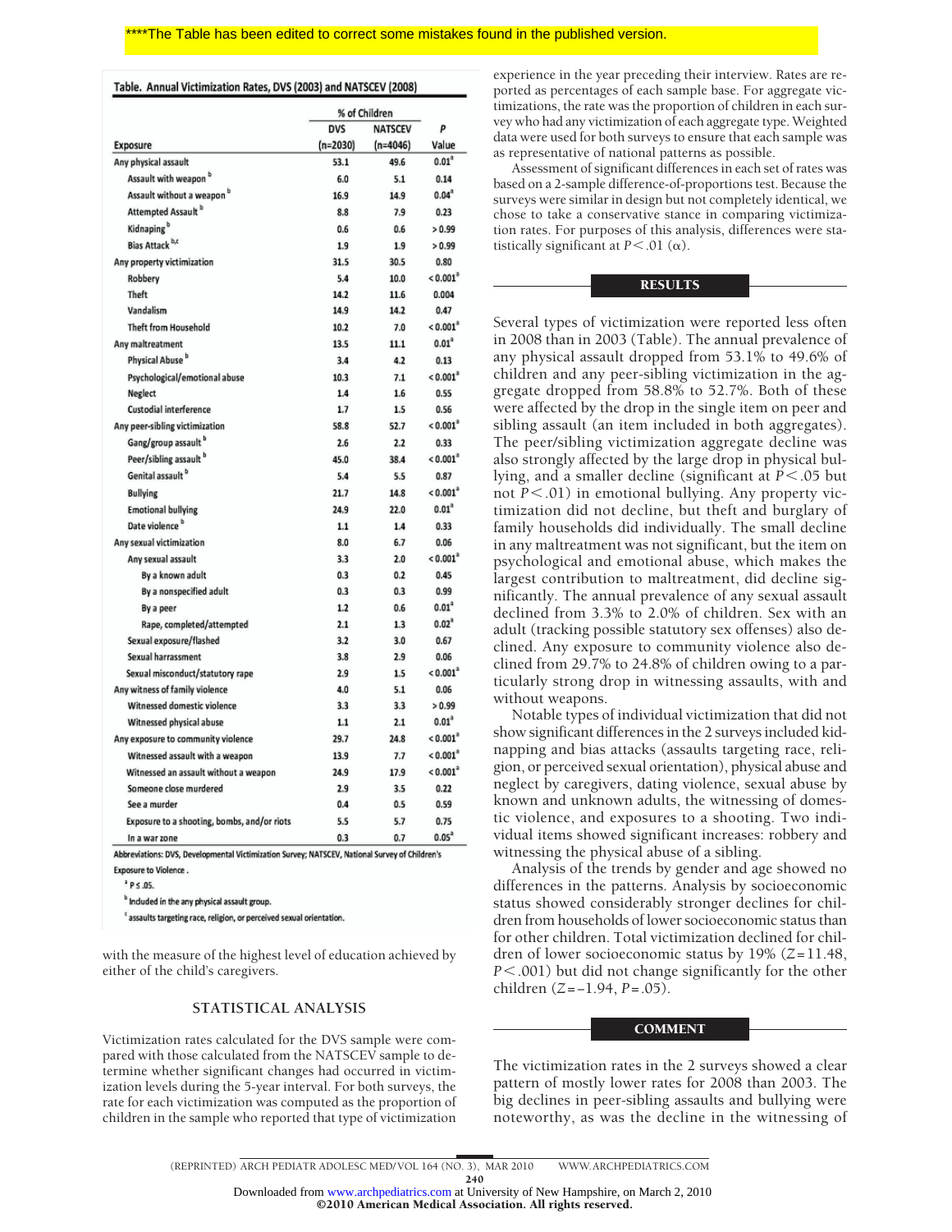****The Table has been edited to correct some mistakes found in the published version.

Table. Annual Victimization Rates, DVS (2003) and NATSCEV (2008)

| Exposure | % of Children | | P Value |
|---|---|---|---|
| | DVS (n=2030) | NATSCEV (n=4046) | |
| Any physical assault | 53.1 | 49.6 | 0.01[a] |
| Assault with weapon[b] | 6.0 | 5.1 | 0.14 |
| Assault without a weapon[b] | 16.9 | 14.9 | 0.04[a] |
| Attempted Assault[b] | 8.8 | 7.9 | 0.23 |
| Kidnaping[b] | 0.6 | 0.6 | > 0.99 |
| Bias Attack[b,c] | 1.9 | 1.9 | > 0.99 |
| Any property victimization | 31.5 | 30.5 | 0.80 |
| Robbery | 5.4 | 10.0 | < 0.001[a] |
| Theft | 14.2 | 11.6 | 0.004 |
| Vandalism | 14.9 | 14.2 | 0.47 |
| Theft from Household | 10.2 | 7.0 | < 0.001[a] |
| Any maltreatment | 13.5 | 11.1 | 0.01[a] |
| Physical Abuse[b] | 3.4 | 4.2 | 0.13 |
| Psychological/emotional abuse | 10.3 | 7.1 | < 0.001[a] |
| Neglect | 1.4 | 1.6 | 0.55 |
| Custodial interference | 1.7 | 1.5 | 0.56 |
| Any peer-sibling victimization | 58.8 | 52.7 | < 0.001[a] |
| Gang/group assault[b] | 2.6 | 2.2 | 0.33 |
| Peer/sibling assault[b] | 45.0 | 38.4 | < 0.001[a] |
| Genital assault[b] | 5.4 | 5.5 | 0.87 |
| Bullying | 21.7 | 14.8 | < 0.001[a] |
| Emotional bullying | 24.9 | 22.0 | 0.01[a] |
| Date violence[b] | 1.1 | 1.4 | 0.33 |
| Any sexual victimization | 8.0 | 6.7 | 0.06 |
| Any sexual assault | 3.3 | 2.0 | < 0.001[a] |
| By a known adult | 0.3 | 0.2 | 0.45 |
| By a nonspecified adult | 0.3 | 0.3 | 0.99 |
| By a peer | 1.2 | 0.6 | 0.01[a] |
| Rape, completed/attempted | 2.1 | 1.3 | 0.02[a] |
| Sexual exposure/flashed | 3.2 | 3.0 | 0.67 |
| Sexual harrassment | 3.8 | 2.9 | 0.06 |
| Sexual misconduct/statutory rape | 2.9 | 1.5 | < 0.001[a] |
| Any witness of family violence | 4.0 | 5.1 | 0.06 |
| Witnessed domestic violence | 3.3 | 3.3 | > 0.99 |
| Witnessed physical abuse | 1.1 | 2.1 | 0.01[a] |
| Any exposure to community violence | 29.7 | 24.8 | < 0.001[a] |
| Witnessed assault with a weapon | 13.9 | 7.7 | < 0.001[a] |
| Witnessed an assault without a weapon | 24.9 | 17.9 | < 0.001[a] |
| Someone close murdered | 2.9 | 3.5 | 0.22 |
| See a murder | 0.4 | 0.5 | 0.59 |
| Exposure to a shooting, bombs, and/or riots | 5.5 | 5.7 | 0.75 |
| In a war zone | 0.3 | 0.7 | 0.05[a] |

Abbreviations: DVS, Developmental Victimization Survey; NATSCEV, National Survey of Children's Exposure to Violence .

[a] $P \le .05$.

[b] Included in the any physical assault group.

[c] assaults targeting race, religion, or perceived sexual orientation.

with the measure of the highest level of education achieved by either of the child's caregivers.

## STATISTICAL ANALYSIS

Victimization rates calculated for the DVS sample were compared with those calculated from the NATSCEV sample to determine whether significant changes had occurred in victimization levels during the 5-year interval. For both surveys, the rate for each victimization was computed as the proportion of children in the sample who reported that type of victimization experience in the year preceding their interview. Rates are reported as percentages of each sample base. For aggregate victimizations, the rate was the proportion of children in each survey who had any victimization of each aggregate type. Weighted data were used for both surveys to ensure that each sample was as representative of national patterns as possible.

Assessment of significant differences in each set of rates was based on a 2-sample difference-of-proportions test. Because the surveys were similar in design but not completely identical, we chose to take a conservative stance in comparing victimization rates. For purposes of this analysis, differences were statistically significant at $P < .01$ ($\alpha$).

## RESULTS

Several types of victimization were reported less often in 2008 than in 2003 (Table). The annual prevalence of any physical assault dropped from 53.1% to 49.6% of children and any peer-sibling victimization in the aggregate dropped from 58.8% to 52.7%. Both of these were affected by the drop in the single item on peer and sibling assault (an item included in both aggregates). The peer/sibling victimization aggregate decline was also strongly affected by the large drop in physical bullying, and a smaller decline (significant at $P < .05$ but not $P < .01$) in emotional bullying. Any property victimization did not decline, but theft and burglary of family households did individually. The small decline in any maltreatment was not significant, but the item on psychological and emotional abuse, which makes the largest contribution to maltreatment, did decline significantly. The annual prevalence of any sexual assault declined from 3.3% to 2.0% of children. Sex with an adult (tracking possible statutory sex offenses) also declined. Any exposure to community violence also declined from 29.7% to 24.8% of children owing to a particularly strong drop in witnessing assaults, with and without weapons.

Notable types of individual victimization that did not show significant differences in the 2 surveys included kidnapping and bias attacks (assaults targeting race, religion, or perceived sexual orientation), physical abuse and neglect by caregivers, dating violence, sexual abuse by known and unknown adults, the witnessing of domestic violence, and exposures to a shooting. Two individual items showed significant increases: robbery and witnessing the physical abuse of a sibling.

Analysis of the trends by gender and age showed no differences in the patterns. Analysis by socioeconomic status showed considerably stronger declines for children from households of lower socioeconomic status than for other children. Total victimization declined for children of lower socioeconomic status by 19% ($Z = 11.48$, $P < .001$) but did not change significantly for the other children ($Z = -1.94$, $P = .05$).

## COMMENT

The victimization rates in the 2 surveys showed a clear pattern of mostly lower rates for 2008 than 2003. The big declines in peer-sibling assaults and bullying were noteworthy, as was the decline in the witnessing of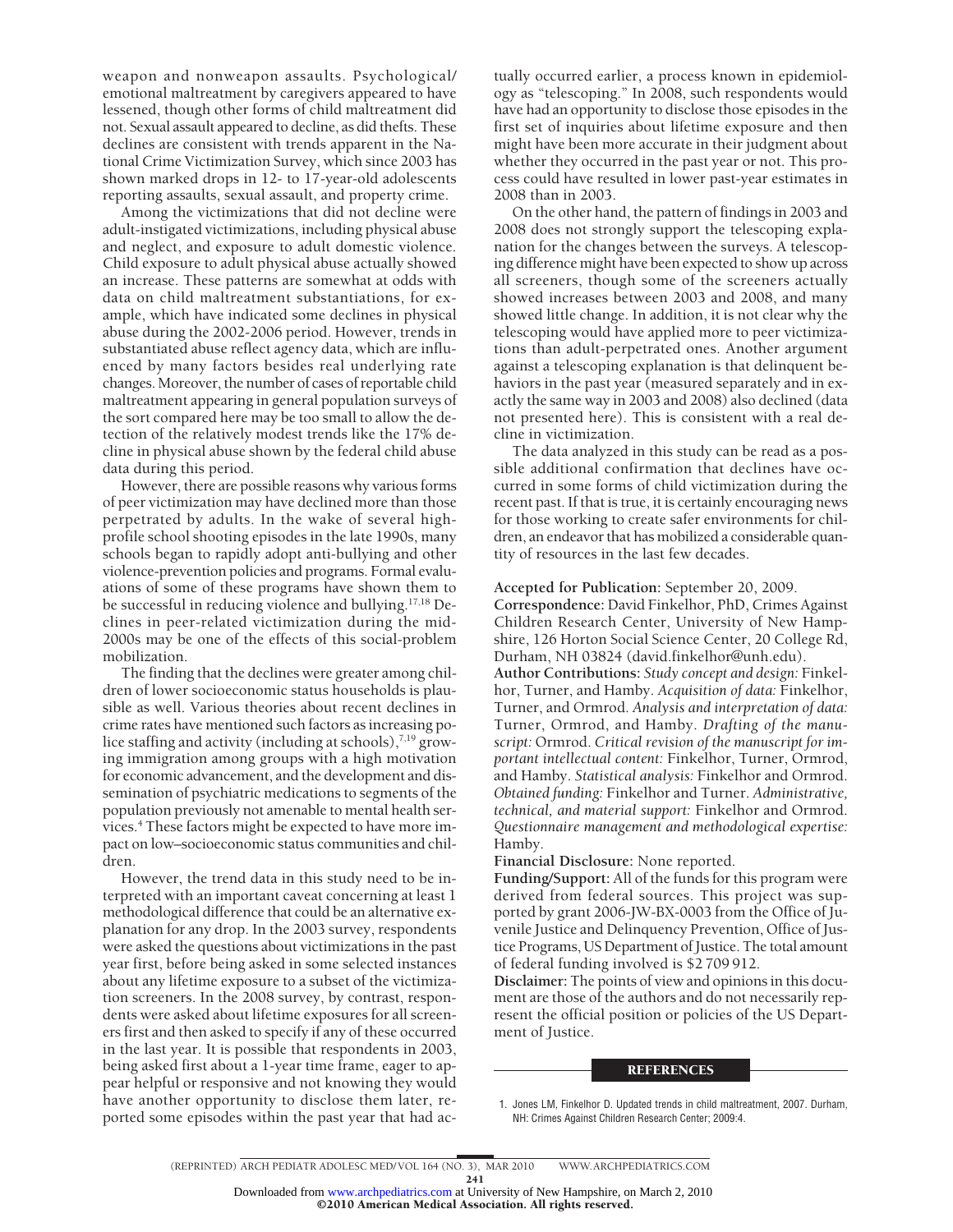weapon and nonweapon assaults. Psychological/emotional maltreatment by caregivers appeared to have lessened, though other forms of child maltreatment did not. Sexual assault appeared to decline, as did thefts. These declines are consistent with trends apparent in the National Crime Victimization Survey, which since 2003 has shown marked drops in 12- to 17-year-old adolescents reporting assaults, sexual assault, and property crime.

Among the victimizations that did not decline were adult-instigated victimizations, including physical abuse and neglect, and exposure to adult domestic violence. Child exposure to adult physical abuse actually showed an increase. These patterns are somewhat at odds with data on child maltreatment substantiations, for example, which have indicated some declines in physical abuse during the 2002-2006 period. However, trends in substantiated abuse reflect agency data, which are influenced by many factors besides real underlying rate changes. Moreover, the number of cases of reportable child maltreatment appearing in general population surveys of the sort compared here may be too small to allow the detection of the relatively modest trends like the 17% decline in physical abuse shown by the federal child abuse data during this period.

However, there are possible reasons why various forms of peer victimization may have declined more than those perpetrated by adults. In the wake of several high-profile school shooting episodes in the late 1990s, many schools began to rapidly adopt anti-bullying and other violence-prevention policies and programs. Formal evaluations of some of these programs have shown them to be successful in reducing violence and bullying.[17,18] Declines in peer-related victimization during the mid-2000s may be one of the effects of this social-problem mobilization.

The finding that the declines were greater among children of lower socioeconomic status households is plausible as well. Various theories about recent declines in crime rates have mentioned such factors as increasing police staffing and activity (including at schools),[7,19] growing immigration among groups with a high motivation for economic advancement, and the development and dissemination of psychiatric medications to segments of the population previously not amenable to mental health services.[4] These factors might be expected to have more impact on low–socioeconomic status communities and children.

However, the trend data in this study need to be interpreted with an important caveat concerning at least 1 methodological difference that could be an alternative explanation for any drop. In the 2003 survey, respondents were asked the questions about victimizations in the past year first, before being asked in some selected instances about any lifetime exposure to a subset of the victimization screeners. In the 2008 survey, by contrast, respondents were asked about lifetime exposures for all screeners first and then asked to specify if any of these occurred in the last year. It is possible that respondents in 2003, being asked first about a 1-year time frame, eager to appear helpful or responsive and not knowing they would have another opportunity to disclose them later, reported some episodes within the past year that had actually occurred earlier, a process known in epidemiology as "telescoping." In 2008, such respondents would have had an opportunity to disclose those episodes in the first set of inquiries about lifetime exposure and then might have been more accurate in their judgment about whether they occurred in the past year or not. This process could have resulted in lower past-year estimates in 2008 than in 2003.

On the other hand, the pattern of findings in 2003 and 2008 does not strongly support the telescoping explanation for the changes between the surveys. A telescoping difference might have been expected to show up across all screeners, though some of the screeners actually showed increases between 2003 and 2008, and many showed little change. In addition, it is not clear why the telescoping would have applied more to peer victimizations than adult-perpetrated ones. Another argument against a telescoping explanation is that delinquent behaviors in the past year (measured separately and in exactly the same way in 2003 and 2008) also declined (data not presented here). This is consistent with a real decline in victimization.

The data analyzed in this study can be read as a possible additional confirmation that declines have occurred in some forms of child victimization during the recent past. If that is true, it is certainly encouraging news for those working to create safer environments for children, an endeavor that has mobilized a considerable quantity of resources in the last few decades.

**Accepted for Publication:** September 20, 2009.

**Correspondence:** David Finkelhor, PhD, Crimes Against Children Research Center, University of New Hampshire, 126 Horton Social Science Center, 20 College Rd, Durham, NH 03824 (david.finkelhor@unh.edu).

**Author Contributions:** *Study concept and design:* Finkelhor, Turner, and Hamby. *Acquisition of data:* Finkelhor, Turner, and Ormrod. *Analysis and interpretation of data:* Turner, Ormrod, and Hamby. *Drafting of the manuscript:* Ormrod. *Critical revision of the manuscript for important intellectual content:* Finkelhor, Turner, Ormrod, and Hamby. *Statistical analysis:* Finkelhor and Ormrod. *Obtained funding:* Finkelhor and Turner. *Administrative, technical, and material support:* Finkelhor and Ormrod. *Questionnaire management and methodological expertise:* Hamby.

**Financial Disclosure:** None reported.

**Funding/Support:** All of the funds for this program were derived from federal sources. This project was supported by grant 2006-JW-BX-0003 from the Office of Juvenile Justice and Delinquency Prevention, Office of Justice Programs, US Department of Justice. The total amount of federal funding involved is $2 709 912.

**Disclaimer:** The points of view and opinions in this document are those of the authors and do not necessarily represent the official position or policies of the US Department of Justice.

## REFERENCES

1. Jones LM, Finkelhor D. Updated trends in child maltreatment, 2007. Durham, NH: Crimes Against Children Research Center; 2009:4.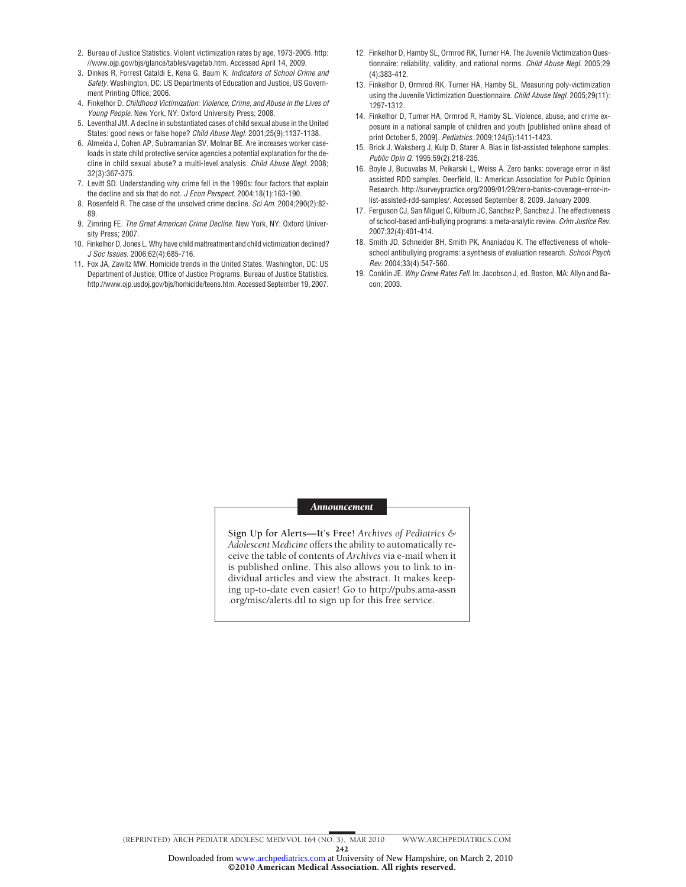2. Bureau of Justice Statistics. Violent victimization rates by age, 1973-2005. http://www.ojp.gov/bjs/glance/tables/vagetab.htm. Accessed April 14, 2009.
3. Dinkes R, Forrest Cataldi E, Kena G, Baum K. *Indicators of School Crime and Safety*. Washington, DC: US Departments of Education and Justice, US Government Printing Office; 2006.
4. Finkelhor D. *Childhood Victimization: Violence, Crime, and Abuse in the Lives of Young People*. New York, NY: Oxford University Press; 2008.
5. Leventhal JM. A decline in substantiated cases of child sexual abuse in the United States: good news or false hope? *Child Abuse Negl*. 2001;25(9):1137-1138.
6. Almeida J, Cohen AP, Subramanian SV, Molnar BE. Are increases worker caseloads in state child protective service agencies a potential explanation for the decline in child sexual abuse? a multi-level analysis. *Child Abuse Negl*. 2008;32(3):367-375.
7. Levitt SD. Understanding why crime fell in the 1990s: four factors that explain the decline and six that do not. *J Econ Perspect*. 2004;18(1):163-190.
8. Rosenfeld R. The case of the unsolved crime decline. *Sci Am*. 2004;290(2):82-89.
9. Zimring FE. *The Great American Crime Decline*. New York, NY: Oxford University Press; 2007.
10. Finkelhor D, Jones L. Why have child maltreatment and child victimization declined? *J Soc Issues*. 2006;62(4):685-716.
11. Fox JA, Zawitz MW. Homicide trends in the United States. Washington, DC: US Department of Justice, Office of Justice Programs, Bureau of Justice Statistics. http://www.ojp.usdoj.gov/bjs/homicide/teens.htm. Accessed September 19, 2007.
12. Finkelhor D, Hamby SL, Ormrod RK, Turner HA. The Juvenile Victimization Questionnaire: reliability, validity, and national norms. *Child Abuse Negl*. 2005;29(4):383-412.
13. Finkelhor D, Ormrod RK, Turner HA, Hamby SL. Measuring poly-victimization using the Juvenile Victimization Questionnaire. *Child Abuse Negl*. 2005;29(11):1297-1312.
14. Finkelhor D, Turner HA, Ormrod R, Hamby SL. Violence, abuse, and crime exposure in a national sample of children and youth [published online ahead of print October 5, 2009]. *Pediatrics*. 2009;124(5):1411-1423.
15. Brick J, Waksberg J, Kulp D, Starer A. Bias in list-assisted telephone samples. *Public Opin Q*. 1995;59(2):218-235.
16. Boyle J, Bucuvalas M, Peikarski L, Weiss A. Zero banks: coverage error in list assisted RDD samples. Deerfield, IL: American Association for Public Opinion Research. http://surveypractice.org/2009/01/29/zero-banks-coverage-error-in-list-assisted-rdd-samples/. Accessed September 8, 2009. January 2009.
17. Ferguson CJ, San Miguel C, Kilburn JC, Sanchez P, Sanchez J. The effectiveness of school-based anti-bullying programs: a meta-analytic review. *Crim Justice Rev*. 2007;32(4):401-414.
18. Smith JD, Schneider BH, Smith PK, Ananiadou K. The effectiveness of whole-school antibullying programs: a synthesis of evaluation research. *School Psych Rev*. 2004;33(4):547-560.
19. Conklin JE. *Why Crime Rates Fell*. In: Jacobson J, ed. Boston, MA: Allyn and Bacon; 2003.

***Announcement***

**Sign Up for Alerts—It's Free!** *Archives of Pediatrics & Adolescent Medicine* offers the ability to automatically receive the table of contents of *Archives* via e-mail when it is published online. This also allows you to link to individual articles and view the abstract. It makes keeping up-to-date even easier! Go to http://pubs.ama-assn.org/misc/alerts.dtl to sign up for this free service.